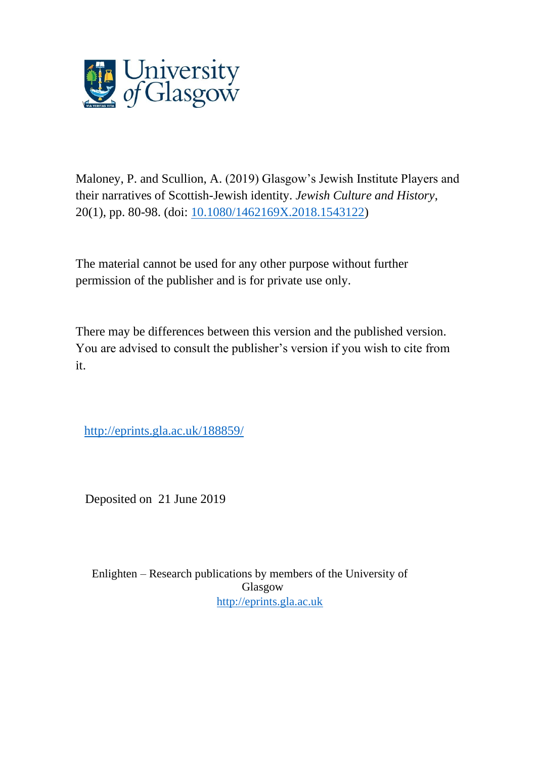University of Glasgow

Maloney, P. and Scullion, A. (2019) Glasgow's Jewish Institute Players and their narratives of Scottish-Jewish identity. *Jewish Culture and History*, 20(1), pp. 80-98. (doi: [10.1080/1462169X.2018.1543122](https://doi.org/10.1080/1462169X.2018.1543122))

The material cannot be used for any other purpose without further permission of the publisher and is for private use only.

There may be differences between this version and the published version. You are advised to consult the publisher's version if you wish to cite from it.

http://eprints.gla.ac.uk/188859/

Deposited on 21 June 2019

Enlighten – Research publications by members of the University of Glasgow
http://eprints.gla.ac.uk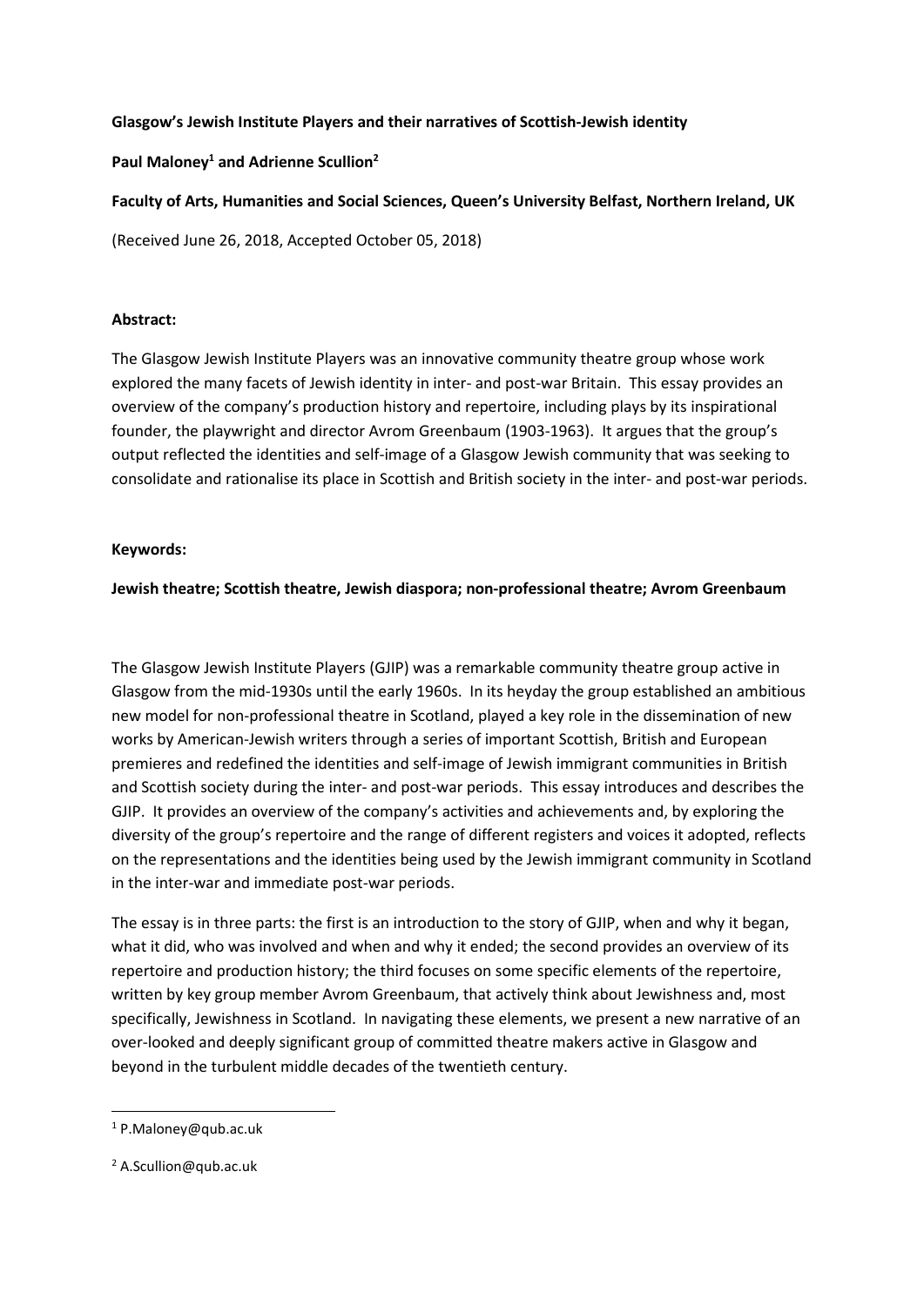**Glasgow's Jewish Institute Players and their narratives of Scottish-Jewish identity**

**Paul Maloney[1] and Adrienne Scullion[2]**

**Faculty of Arts, Humanities and Social Sciences, Queen's University Belfast, Northern Ireland, UK**

(Received June 26, 2018, Accepted October 05, 2018)

**Abstract:**

The Glasgow Jewish Institute Players was an innovative community theatre group whose work explored the many facets of Jewish identity in inter- and post-war Britain. This essay provides an overview of the company's production history and repertoire, including plays by its inspirational founder, the playwright and director Avrom Greenbaum (1903-1963). It argues that the group's output reflected the identities and self-image of a Glasgow Jewish community that was seeking to consolidate and rationalise its place in Scottish and British society in the inter- and post-war periods.

**Keywords:**

**Jewish theatre; Scottish theatre, Jewish diaspora; non-professional theatre; Avrom Greenbaum**

The Glasgow Jewish Institute Players (GJIP) was a remarkable community theatre group active in Glasgow from the mid-1930s until the early 1960s. In its heyday the group established an ambitious new model for non-professional theatre in Scotland, played a key role in the dissemination of new works by American-Jewish writers through a series of important Scottish, British and European premieres and redefined the identities and self-image of Jewish immigrant communities in British and Scottish society during the inter- and post-war periods. This essay introduces and describes the GJIP. It provides an overview of the company's activities and achievements and, by exploring the diversity of the group's repertoire and the range of different registers and voices it adopted, reflects on the representations and the identities being used by the Jewish immigrant community in Scotland in the inter-war and immediate post-war periods.

The essay is in three parts: the first is an introduction to the story of GJIP, when and why it began, what it did, who was involved and when and why it ended; the second provides an overview of its repertoire and production history; the third focuses on some specific elements of the repertoire, written by key group member Avrom Greenbaum, that actively think about Jewishness and, most specifically, Jewishness in Scotland. In navigating these elements, we present a new narrative of an over-looked and deeply significant group of committed theatre makers active in Glasgow and beyond in the turbulent middle decades of the twentieth century.

[1] P.Maloney@qub.ac.uk

[2] A.Scullion@qub.ac.uk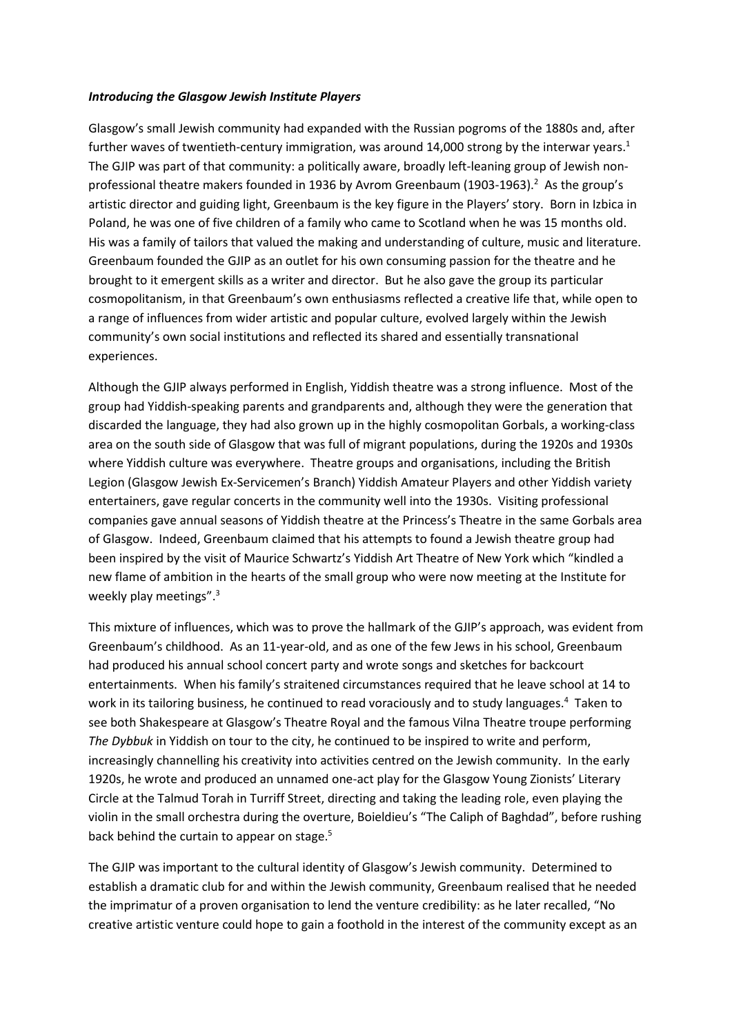***Introducing the Glasgow Jewish Institute Players***

Glasgow's small Jewish community had expanded with the Russian pogroms of the 1880s and, after further waves of twentieth-century immigration, was around 14,000 strong by the interwar years.[1] The GJIP was part of that community: a politically aware, broadly left-leaning group of Jewish non-professional theatre makers founded in 1936 by Avrom Greenbaum (1903-1963).[2] As the group's artistic director and guiding light, Greenbaum is the key figure in the Players' story. Born in Izbica in Poland, he was one of five children of a family who came to Scotland when he was 15 months old. His was a family of tailors that valued the making and understanding of culture, music and literature. Greenbaum founded the GJIP as an outlet for his own consuming passion for the theatre and he brought to it emergent skills as a writer and director. But he also gave the group its particular cosmopolitanism, in that Greenbaum's own enthusiasms reflected a creative life that, while open to a range of influences from wider artistic and popular culture, evolved largely within the Jewish community's own social institutions and reflected its shared and essentially transnational experiences.

Although the GJIP always performed in English, Yiddish theatre was a strong influence. Most of the group had Yiddish-speaking parents and grandparents and, although they were the generation that discarded the language, they had also grown up in the highly cosmopolitan Gorbals, a working-class area on the south side of Glasgow that was full of migrant populations, during the 1920s and 1930s where Yiddish culture was everywhere. Theatre groups and organisations, including the British Legion (Glasgow Jewish Ex-Servicemen's Branch) Yiddish Amateur Players and other Yiddish variety entertainers, gave regular concerts in the community well into the 1930s. Visiting professional companies gave annual seasons of Yiddish theatre at the Princess's Theatre in the same Gorbals area of Glasgow. Indeed, Greenbaum claimed that his attempts to found a Jewish theatre group had been inspired by the visit of Maurice Schwartz's Yiddish Art Theatre of New York which "kindled a new flame of ambition in the hearts of the small group who were now meeting at the Institute for weekly play meetings".[3]

This mixture of influences, which was to prove the hallmark of the GJIP's approach, was evident from Greenbaum's childhood. As an 11-year-old, and as one of the few Jews in his school, Greenbaum had produced his annual school concert party and wrote songs and sketches for backcourt entertainments. When his family's straitened circumstances required that he leave school at 14 to work in its tailoring business, he continued to read voraciously and to study languages.[4] Taken to see both Shakespeare at Glasgow's Theatre Royal and the famous Vilna Theatre troupe performing *The Dybbuk* in Yiddish on tour to the city, he continued to be inspired to write and perform, increasingly channelling his creativity into activities centred on the Jewish community. In the early 1920s, he wrote and produced an unnamed one-act play for the Glasgow Young Zionists' Literary Circle at the Talmud Torah in Turriff Street, directing and taking the leading role, even playing the violin in the small orchestra during the overture, Boieldieu's "The Caliph of Baghdad", before rushing back behind the curtain to appear on stage.[5]

The GJIP was important to the cultural identity of Glasgow's Jewish community. Determined to establish a dramatic club for and within the Jewish community, Greenbaum realised that he needed the imprimatur of a proven organisation to lend the venture credibility: as he later recalled, "No creative artistic venture could hope to gain a foothold in the interest of the community except as an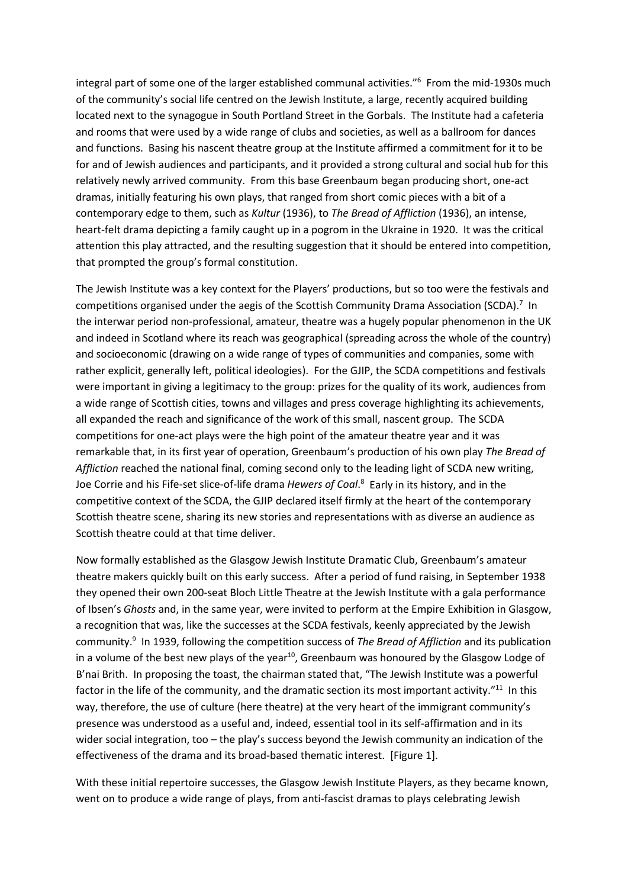integral part of some one of the larger established communal activities."[6] From the mid-1930s much of the community's social life centred on the Jewish Institute, a large, recently acquired building located next to the synagogue in South Portland Street in the Gorbals. The Institute had a cafeteria and rooms that were used by a wide range of clubs and societies, as well as a ballroom for dances and functions. Basing his nascent theatre group at the Institute affirmed a commitment for it to be for and of Jewish audiences and participants, and it provided a strong cultural and social hub for this relatively newly arrived community. From this base Greenbaum began producing short, one-act dramas, initially featuring his own plays, that ranged from short comic pieces with a bit of a contemporary edge to them, such as *Kultur* (1936), to *The Bread of Affliction* (1936), an intense, heart-felt drama depicting a family caught up in a pogrom in the Ukraine in 1920. It was the critical attention this play attracted, and the resulting suggestion that it should be entered into competition, that prompted the group's formal constitution.

The Jewish Institute was a key context for the Players' productions, but so too were the festivals and competitions organised under the aegis of the Scottish Community Drama Association (SCDA).[7] In the interwar period non-professional, amateur, theatre was a hugely popular phenomenon in the UK and indeed in Scotland where its reach was geographical (spreading across the whole of the country) and socioeconomic (drawing on a wide range of types of communities and companies, some with rather explicit, generally left, political ideologies). For the GJIP, the SCDA competitions and festivals were important in giving a legitimacy to the group: prizes for the quality of its work, audiences from a wide range of Scottish cities, towns and villages and press coverage highlighting its achievements, all expanded the reach and significance of the work of this small, nascent group. The SCDA competitions for one-act plays were the high point of the amateur theatre year and it was remarkable that, in its first year of operation, Greenbaum's production of his own play *The Bread of Affliction* reached the national final, coming second only to the leading light of SCDA new writing, Joe Corrie and his Fife-set slice-of-life drama *Hewers of Coal*.[8] Early in its history, and in the competitive context of the SCDA, the GJIP declared itself firmly at the heart of the contemporary Scottish theatre scene, sharing its new stories and representations with as diverse an audience as Scottish theatre could at that time deliver.

Now formally established as the Glasgow Jewish Institute Dramatic Club, Greenbaum's amateur theatre makers quickly built on this early success. After a period of fund raising, in September 1938 they opened their own 200-seat Bloch Little Theatre at the Jewish Institute with a gala performance of Ibsen's *Ghosts* and, in the same year, were invited to perform at the Empire Exhibition in Glasgow, a recognition that was, like the successes at the SCDA festivals, keenly appreciated by the Jewish community.[9] In 1939, following the competition success of *The Bread of Affliction* and its publication in a volume of the best new plays of the year[10], Greenbaum was honoured by the Glasgow Lodge of B'nai Brith. In proposing the toast, the chairman stated that, "The Jewish Institute was a powerful factor in the life of the community, and the dramatic section its most important activity."[11] In this way, therefore, the use of culture (here theatre) at the very heart of the immigrant community's presence was understood as a useful and, indeed, essential tool in its self-affirmation and in its wider social integration, too – the play's success beyond the Jewish community an indication of the effectiveness of the drama and its broad-based thematic interest. [Figure 1].

With these initial repertoire successes, the Glasgow Jewish Institute Players, as they became known, went on to produce a wide range of plays, from anti-fascist dramas to plays celebrating Jewish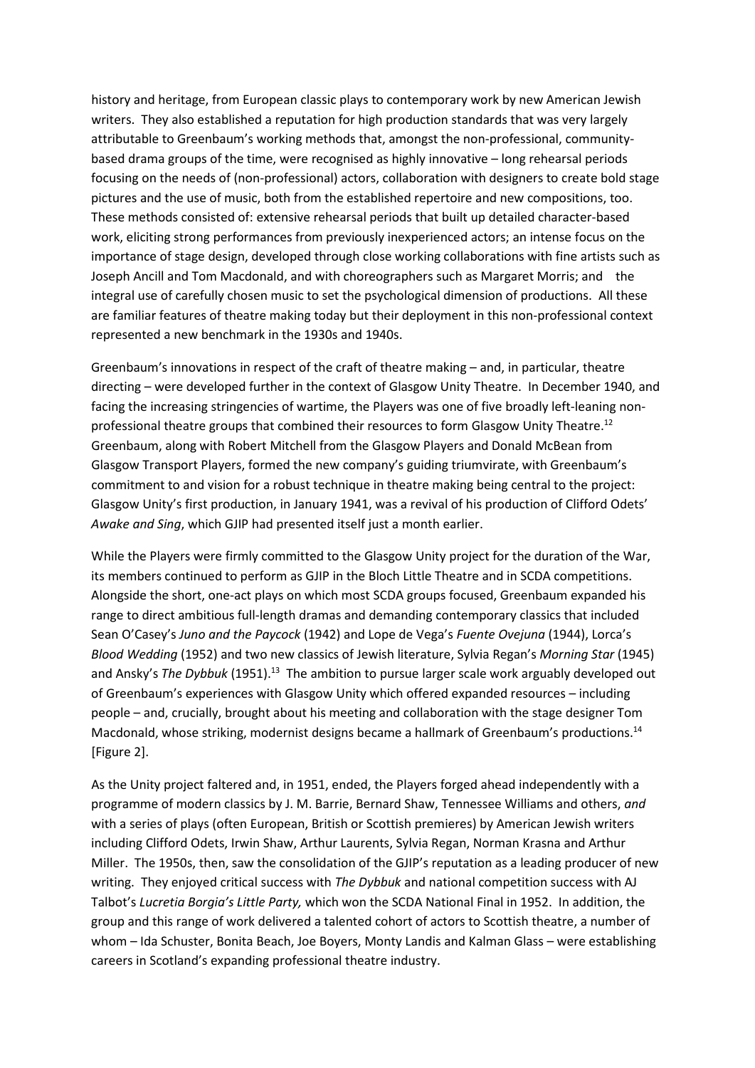history and heritage, from European classic plays to contemporary work by new American Jewish writers. They also established a reputation for high production standards that was very largely attributable to Greenbaum's working methods that, amongst the non-professional, community-based drama groups of the time, were recognised as highly innovative – long rehearsal periods focusing on the needs of (non-professional) actors, collaboration with designers to create bold stage pictures and the use of music, both from the established repertoire and new compositions, too. These methods consisted of: extensive rehearsal periods that built up detailed character-based work, eliciting strong performances from previously inexperienced actors; an intense focus on the importance of stage design, developed through close working collaborations with fine artists such as Joseph Ancill and Tom Macdonald, and with choreographers such as Margaret Morris; and the integral use of carefully chosen music to set the psychological dimension of productions. All these are familiar features of theatre making today but their deployment in this non-professional context represented a new benchmark in the 1930s and 1940s.

Greenbaum's innovations in respect of the craft of theatre making – and, in particular, theatre directing – were developed further in the context of Glasgow Unity Theatre. In December 1940, and facing the increasing stringencies of wartime, the Players was one of five broadly left-leaning non-professional theatre groups that combined their resources to form Glasgow Unity Theatre.[12] Greenbaum, along with Robert Mitchell from the Glasgow Players and Donald McBean from Glasgow Transport Players, formed the new company's guiding triumvirate, with Greenbaum's commitment to and vision for a robust technique in theatre making being central to the project: Glasgow Unity's first production, in January 1941, was a revival of his production of Clifford Odets' *Awake and Sing*, which GJIP had presented itself just a month earlier.

While the Players were firmly committed to the Glasgow Unity project for the duration of the War, its members continued to perform as GJIP in the Bloch Little Theatre and in SCDA competitions. Alongside the short, one-act plays on which most SCDA groups focused, Greenbaum expanded his range to direct ambitious full-length dramas and demanding contemporary classics that included Sean O'Casey's *Juno and the Paycock* (1942) and Lope de Vega's *Fuente Ovejuna* (1944), Lorca's *Blood Wedding* (1952) and two new classics of Jewish literature, Sylvia Regan's *Morning Star* (1945) and Ansky's *The Dybbuk* (1951).[13] The ambition to pursue larger scale work arguably developed out of Greenbaum's experiences with Glasgow Unity which offered expanded resources – including people – and, crucially, brought about his meeting and collaboration with the stage designer Tom Macdonald, whose striking, modernist designs became a hallmark of Greenbaum's productions.[14] [Figure 2].

As the Unity project faltered and, in 1951, ended, the Players forged ahead independently with a programme of modern classics by J. M. Barrie, Bernard Shaw, Tennessee Williams and others, *and* with a series of plays (often European, British or Scottish premieres) by American Jewish writers including Clifford Odets, Irwin Shaw, Arthur Laurents, Sylvia Regan, Norman Krasna and Arthur Miller. The 1950s, then, saw the consolidation of the GJIP's reputation as a leading producer of new writing. They enjoyed critical success with *The Dybbuk* and national competition success with AJ Talbot's *Lucretia Borgia's Little Party,* which won the SCDA National Final in 1952. In addition, the group and this range of work delivered a talented cohort of actors to Scottish theatre, a number of whom – Ida Schuster, Bonita Beach, Joe Boyers, Monty Landis and Kalman Glass – were establishing careers in Scotland's expanding professional theatre industry.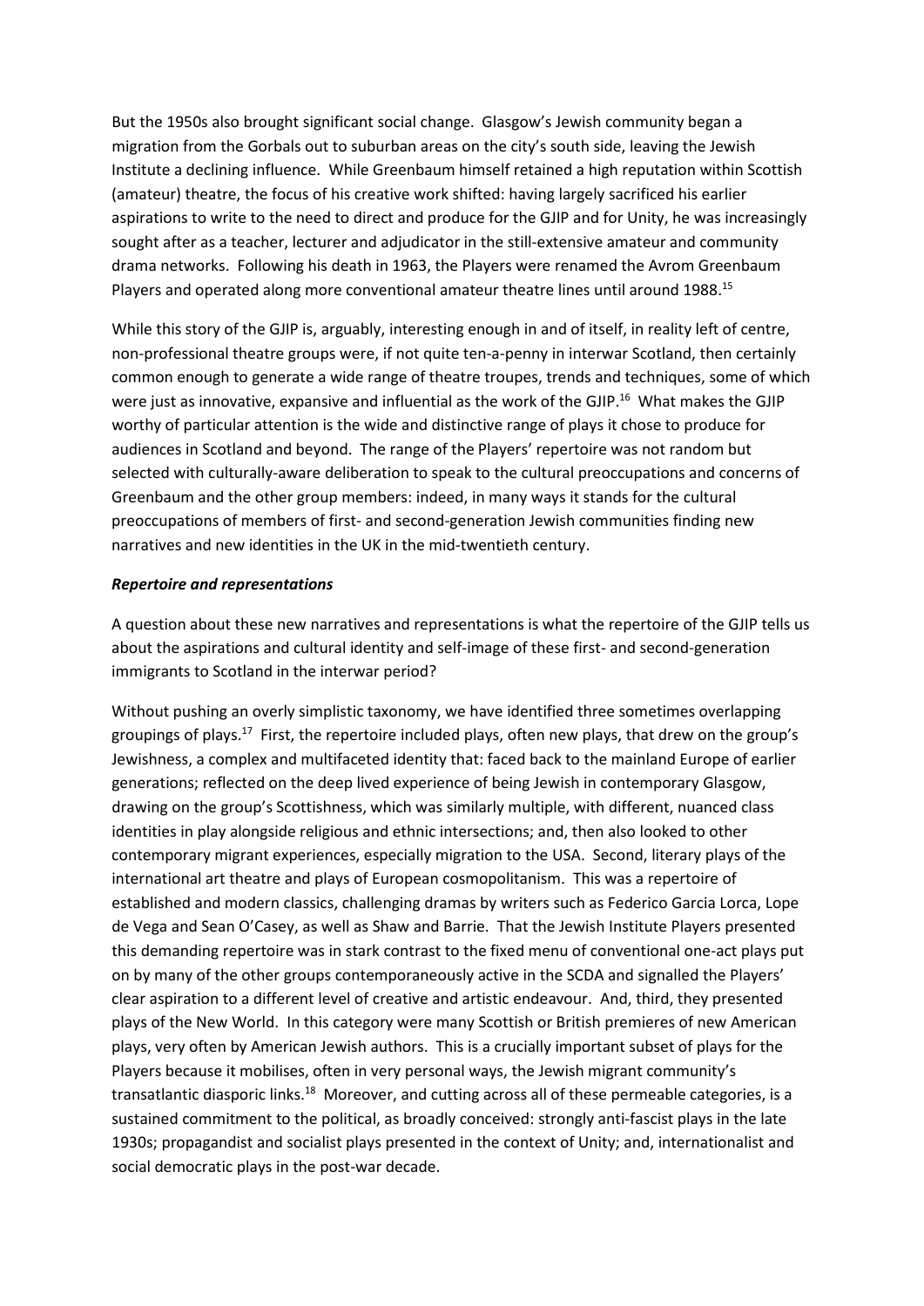But the 1950s also brought significant social change. Glasgow's Jewish community began a migration from the Gorbals out to suburban areas on the city's south side, leaving the Jewish Institute a declining influence. While Greenbaum himself retained a high reputation within Scottish (amateur) theatre, the focus of his creative work shifted: having largely sacrificed his earlier aspirations to write to the need to direct and produce for the GJIP and for Unity, he was increasingly sought after as a teacher, lecturer and adjudicator in the still-extensive amateur and community drama networks. Following his death in 1963, the Players were renamed the Avrom Greenbaum Players and operated along more conventional amateur theatre lines until around 1988.[15]

While this story of the GJIP is, arguably, interesting enough in and of itself, in reality left of centre, non-professional theatre groups were, if not quite ten-a-penny in interwar Scotland, then certainly common enough to generate a wide range of theatre troupes, trends and techniques, some of which were just as innovative, expansive and influential as the work of the GJIP.[16] What makes the GJIP worthy of particular attention is the wide and distinctive range of plays it chose to produce for audiences in Scotland and beyond. The range of the Players' repertoire was not random but selected with culturally-aware deliberation to speak to the cultural preoccupations and concerns of Greenbaum and the other group members: indeed, in many ways it stands for the cultural preoccupations of members of first- and second-generation Jewish communities finding new narratives and new identities in the UK in the mid-twentieth century.

***Repertoire and representations***

A question about these new narratives and representations is what the repertoire of the GJIP tells us about the aspirations and cultural identity and self-image of these first- and second-generation immigrants to Scotland in the interwar period?

Without pushing an overly simplistic taxonomy, we have identified three sometimes overlapping groupings of plays.[17] First, the repertoire included plays, often new plays, that drew on the group's Jewishness, a complex and multifaceted identity that: faced back to the mainland Europe of earlier generations; reflected on the deep lived experience of being Jewish in contemporary Glasgow, drawing on the group's Scottishness, which was similarly multiple, with different, nuanced class identities in play alongside religious and ethnic intersections; and, then also looked to other contemporary migrant experiences, especially migration to the USA. Second, literary plays of the international art theatre and plays of European cosmopolitanism. This was a repertoire of established and modern classics, challenging dramas by writers such as Federico Garcia Lorca, Lope de Vega and Sean O'Casey, as well as Shaw and Barrie. That the Jewish Institute Players presented this demanding repertoire was in stark contrast to the fixed menu of conventional one-act plays put on by many of the other groups contemporaneously active in the SCDA and signalled the Players' clear aspiration to a different level of creative and artistic endeavour. And, third, they presented plays of the New World. In this category were many Scottish or British premieres of new American plays, very often by American Jewish authors. This is a crucially important subset of plays for the Players because it mobilises, often in very personal ways, the Jewish migrant community's transatlantic diasporic links.[18] Moreover, and cutting across all of these permeable categories, is a sustained commitment to the political, as broadly conceived: strongly anti-fascist plays in the late 1930s; propagandist and socialist plays presented in the context of Unity; and, internationalist and social democratic plays in the post-war decade.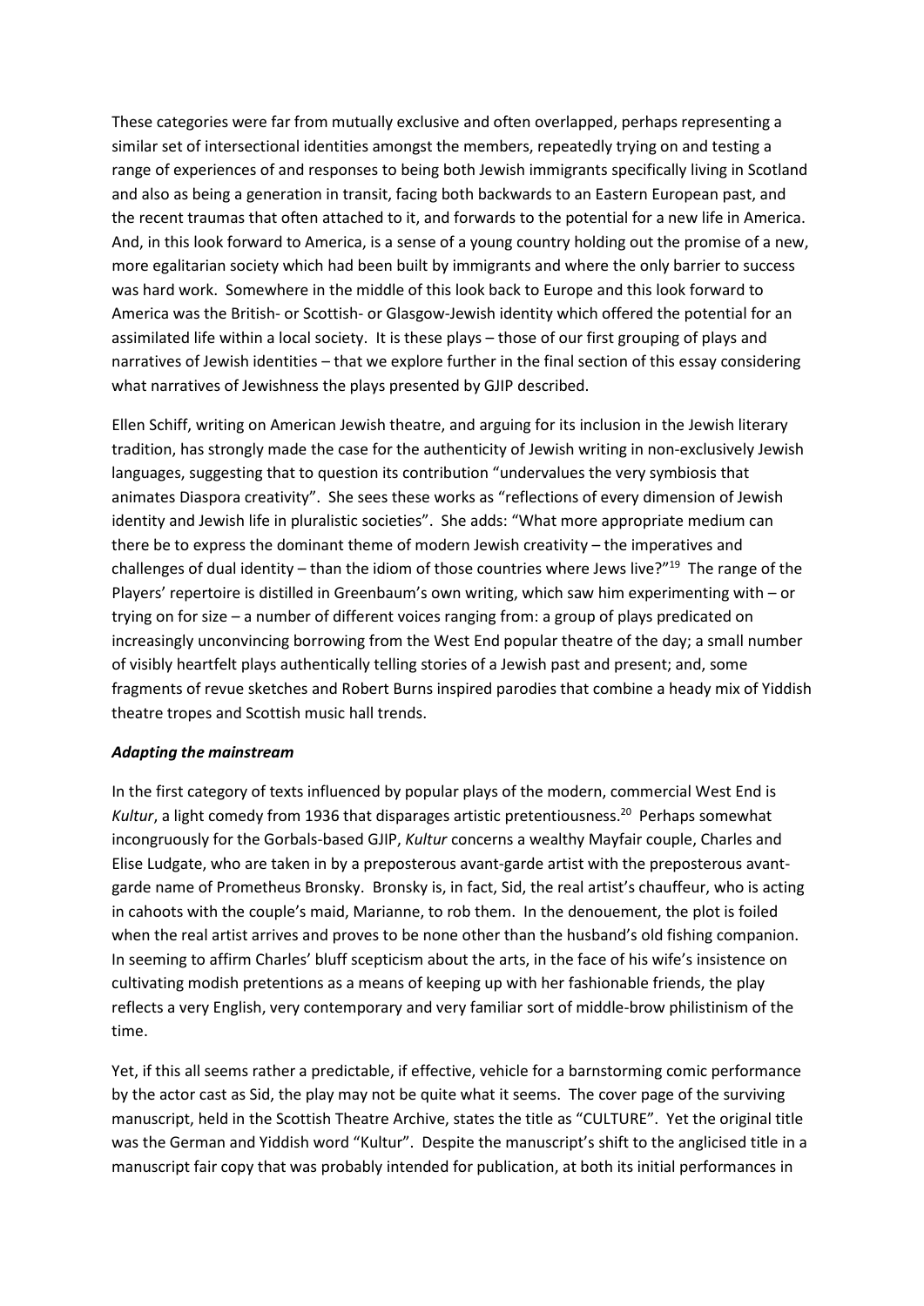These categories were far from mutually exclusive and often overlapped, perhaps representing a similar set of intersectional identities amongst the members, repeatedly trying on and testing a range of experiences of and responses to being both Jewish immigrants specifically living in Scotland and also as being a generation in transit, facing both backwards to an Eastern European past, and the recent traumas that often attached to it, and forwards to the potential for a new life in America. And, in this look forward to America, is a sense of a young country holding out the promise of a new, more egalitarian society which had been built by immigrants and where the only barrier to success was hard work. Somewhere in the middle of this look back to Europe and this look forward to America was the British- or Scottish- or Glasgow-Jewish identity which offered the potential for an assimilated life within a local society. It is these plays – those of our first grouping of plays and narratives of Jewish identities – that we explore further in the final section of this essay considering what narratives of Jewishness the plays presented by GJIP described.

Ellen Schiff, writing on American Jewish theatre, and arguing for its inclusion in the Jewish literary tradition, has strongly made the case for the authenticity of Jewish writing in non-exclusively Jewish languages, suggesting that to question its contribution "undervalues the very symbiosis that animates Diaspora creativity". She sees these works as "reflections of every dimension of Jewish identity and Jewish life in pluralistic societies". She adds: "What more appropriate medium can there be to express the dominant theme of modern Jewish creativity – the imperatives and challenges of dual identity – than the idiom of those countries where Jews live?"[19] The range of the Players' repertoire is distilled in Greenbaum's own writing, which saw him experimenting with – or trying on for size – a number of different voices ranging from: a group of plays predicated on increasingly unconvincing borrowing from the West End popular theatre of the day; a small number of visibly heartfelt plays authentically telling stories of a Jewish past and present; and, some fragments of revue sketches and Robert Burns inspired parodies that combine a heady mix of Yiddish theatre tropes and Scottish music hall trends.

### *Adapting the mainstream*

In the first category of texts influenced by popular plays of the modern, commercial West End is *Kultur*, a light comedy from 1936 that disparages artistic pretentiousness.[20] Perhaps somewhat incongruously for the Gorbals-based GJIP, *Kultur* concerns a wealthy Mayfair couple, Charles and Elise Ludgate, who are taken in by a preposterous avant-garde artist with the preposterous avant-garde name of Prometheus Bronsky. Bronsky is, in fact, Sid, the real artist's chauffeur, who is acting in cahoots with the couple's maid, Marianne, to rob them. In the denouement, the plot is foiled when the real artist arrives and proves to be none other than the husband's old fishing companion. In seeming to affirm Charles' bluff scepticism about the arts, in the face of his wife's insistence on cultivating modish pretentions as a means of keeping up with her fashionable friends, the play reflects a very English, very contemporary and very familiar sort of middle-brow philistinism of the time.

Yet, if this all seems rather a predictable, if effective, vehicle for a barnstorming comic performance by the actor cast as Sid, the play may not be quite what it seems. The cover page of the surviving manuscript, held in the Scottish Theatre Archive, states the title as "CULTURE". Yet the original title was the German and Yiddish word "Kultur". Despite the manuscript's shift to the anglicised title in a manuscript fair copy that was probably intended for publication, at both its initial performances in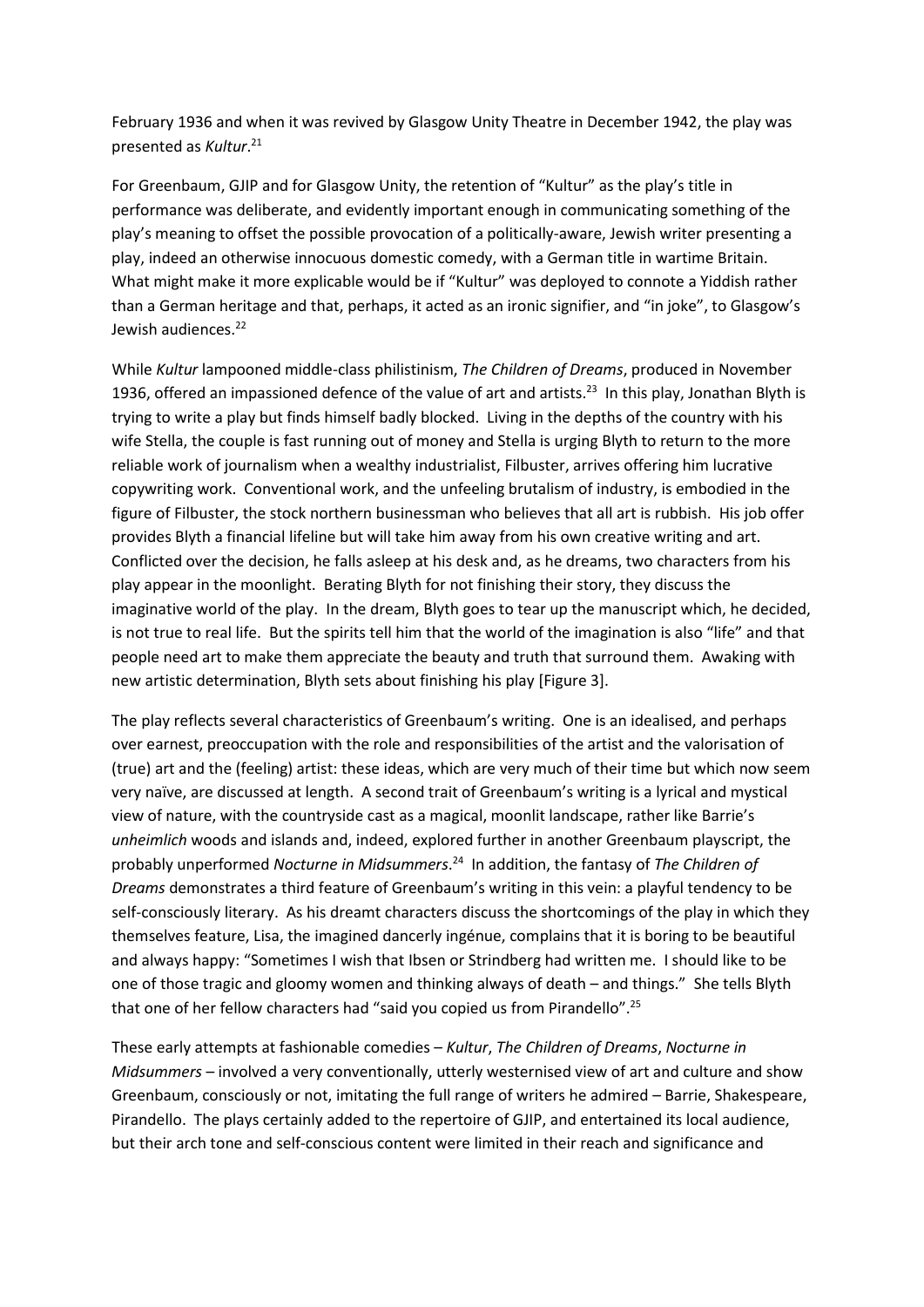February 1936 and when it was revived by Glasgow Unity Theatre in December 1942, the play was presented as *Kultur*.[21]

For Greenbaum, GJIP and for Glasgow Unity, the retention of "Kultur" as the play's title in performance was deliberate, and evidently important enough in communicating something of the play's meaning to offset the possible provocation of a politically-aware, Jewish writer presenting a play, indeed an otherwise innocuous domestic comedy, with a German title in wartime Britain. What might make it more explicable would be if "Kultur" was deployed to connote a Yiddish rather than a German heritage and that, perhaps, it acted as an ironic signifier, and "in joke", to Glasgow's Jewish audiences.[22]

While *Kultur* lampooned middle-class philistinism, *The Children of Dreams*, produced in November 1936, offered an impassioned defence of the value of art and artists.[23] In this play, Jonathan Blyth is trying to write a play but finds himself badly blocked. Living in the depths of the country with his wife Stella, the couple is fast running out of money and Stella is urging Blyth to return to the more reliable work of journalism when a wealthy industrialist, Filbuster, arrives offering him lucrative copywriting work. Conventional work, and the unfeeling brutalism of industry, is embodied in the figure of Filbuster, the stock northern businessman who believes that all art is rubbish. His job offer provides Blyth a financial lifeline but will take him away from his own creative writing and art. Conflicted over the decision, he falls asleep at his desk and, as he dreams, two characters from his play appear in the moonlight. Berating Blyth for not finishing their story, they discuss the imaginative world of the play. In the dream, Blyth goes to tear up the manuscript which, he decided, is not true to real life. But the spirits tell him that the world of the imagination is also "life" and that people need art to make them appreciate the beauty and truth that surround them. Awaking with new artistic determination, Blyth sets about finishing his play [Figure 3].

The play reflects several characteristics of Greenbaum's writing. One is an idealised, and perhaps over earnest, preoccupation with the role and responsibilities of the artist and the valorisation of (true) art and the (feeling) artist: these ideas, which are very much of their time but which now seem very naïve, are discussed at length. A second trait of Greenbaum's writing is a lyrical and mystical view of nature, with the countryside cast as a magical, moonlit landscape, rather like Barrie's *unheimlich* woods and islands and, indeed, explored further in another Greenbaum playscript, the probably unperformed *Nocturne in Midsummers*.[24] In addition, the fantasy of *The Children of Dreams* demonstrates a third feature of Greenbaum's writing in this vein: a playful tendency to be self-consciously literary. As his dreamt characters discuss the shortcomings of the play in which they themselves feature, Lisa, the imagined dancerly ingénue, complains that it is boring to be beautiful and always happy: "Sometimes I wish that Ibsen or Strindberg had written me. I should like to be one of those tragic and gloomy women and thinking always of death – and things." She tells Blyth that one of her fellow characters had "said you copied us from Pirandello".[25]

These early attempts at fashionable comedies – *Kultur*, *The Children of Dreams*, *Nocturne in Midsummers* – involved a very conventionally, utterly westernised view of art and culture and show Greenbaum, consciously or not, imitating the full range of writers he admired – Barrie, Shakespeare, Pirandello. The plays certainly added to the repertoire of GJIP, and entertained its local audience, but their arch tone and self-conscious content were limited in their reach and significance and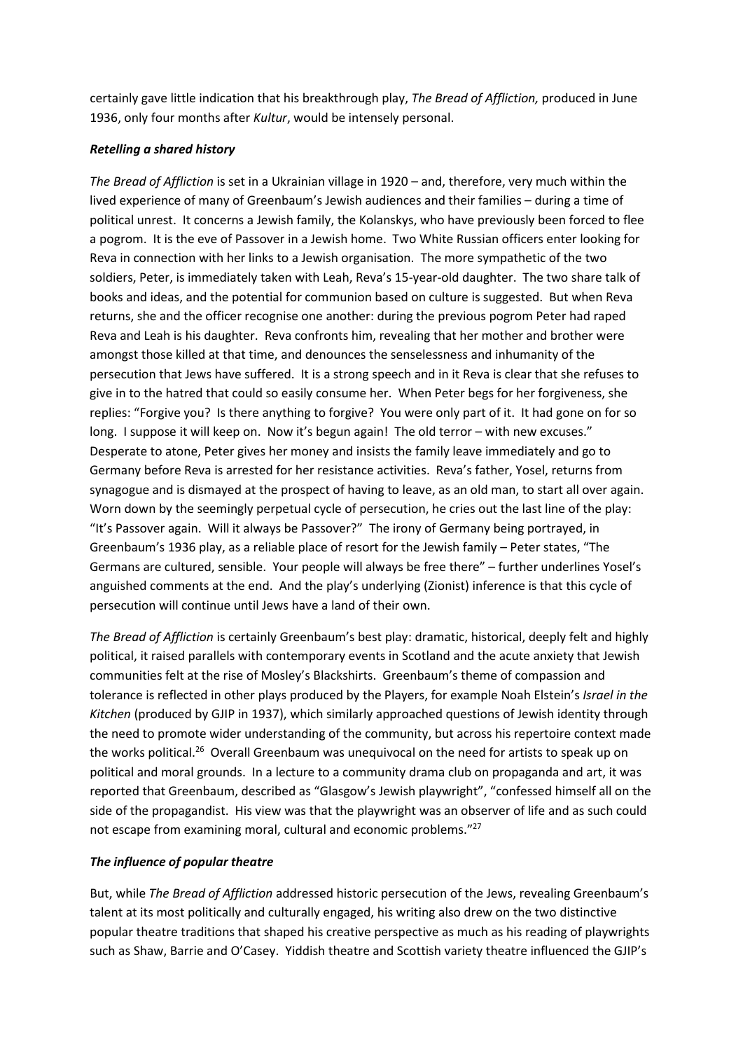certainly gave little indication that his breakthrough play, *The Bread of Affliction,* produced in June 1936, only four months after *Kultur*, would be intensely personal.

### ***Retelling a shared history***

*The Bread of Affliction* is set in a Ukrainian village in 1920 – and, therefore, very much within the lived experience of many of Greenbaum's Jewish audiences and their families – during a time of political unrest. It concerns a Jewish family, the Kolanskys, who have previously been forced to flee a pogrom. It is the eve of Passover in a Jewish home. Two White Russian officers enter looking for Reva in connection with her links to a Jewish organisation. The more sympathetic of the two soldiers, Peter, is immediately taken with Leah, Reva's 15-year-old daughter. The two share talk of books and ideas, and the potential for communion based on culture is suggested. But when Reva returns, she and the officer recognise one another: during the previous pogrom Peter had raped Reva and Leah is his daughter. Reva confronts him, revealing that her mother and brother were amongst those killed at that time, and denounces the senselessness and inhumanity of the persecution that Jews have suffered. It is a strong speech and in it Reva is clear that she refuses to give in to the hatred that could so easily consume her. When Peter begs for her forgiveness, she replies: "Forgive you? Is there anything to forgive? You were only part of it. It had gone on for so long. I suppose it will keep on. Now it's begun again! The old terror – with new excuses." Desperate to atone, Peter gives her money and insists the family leave immediately and go to Germany before Reva is arrested for her resistance activities. Reva's father, Yosel, returns from synagogue and is dismayed at the prospect of having to leave, as an old man, to start all over again. Worn down by the seemingly perpetual cycle of persecution, he cries out the last line of the play: "It's Passover again. Will it always be Passover?" The irony of Germany being portrayed, in Greenbaum's 1936 play, as a reliable place of resort for the Jewish family – Peter states, "The Germans are cultured, sensible. Your people will always be free there" – further underlines Yosel's anguished comments at the end. And the play's underlying (Zionist) inference is that this cycle of persecution will continue until Jews have a land of their own.

*The Bread of Affliction* is certainly Greenbaum's best play: dramatic, historical, deeply felt and highly political, it raised parallels with contemporary events in Scotland and the acute anxiety that Jewish communities felt at the rise of Mosley's Blackshirts. Greenbaum's theme of compassion and tolerance is reflected in other plays produced by the Players, for example Noah Elstein's *Israel in the Kitchen* (produced by GJIP in 1937), which similarly approached questions of Jewish identity through the need to promote wider understanding of the community, but across his repertoire context made the works political.[26] Overall Greenbaum was unequivocal on the need for artists to speak up on political and moral grounds. In a lecture to a community drama club on propaganda and art, it was reported that Greenbaum, described as "Glasgow's Jewish playwright", "confessed himself all on the side of the propagandist. His view was that the playwright was an observer of life and as such could not escape from examining moral, cultural and economic problems."[27]

### ***The influence of popular theatre***

But, while *The Bread of Affliction* addressed historic persecution of the Jews, revealing Greenbaum's talent at its most politically and culturally engaged, his writing also drew on the two distinctive popular theatre traditions that shaped his creative perspective as much as his reading of playwrights such as Shaw, Barrie and O'Casey. Yiddish theatre and Scottish variety theatre influenced the GJIP's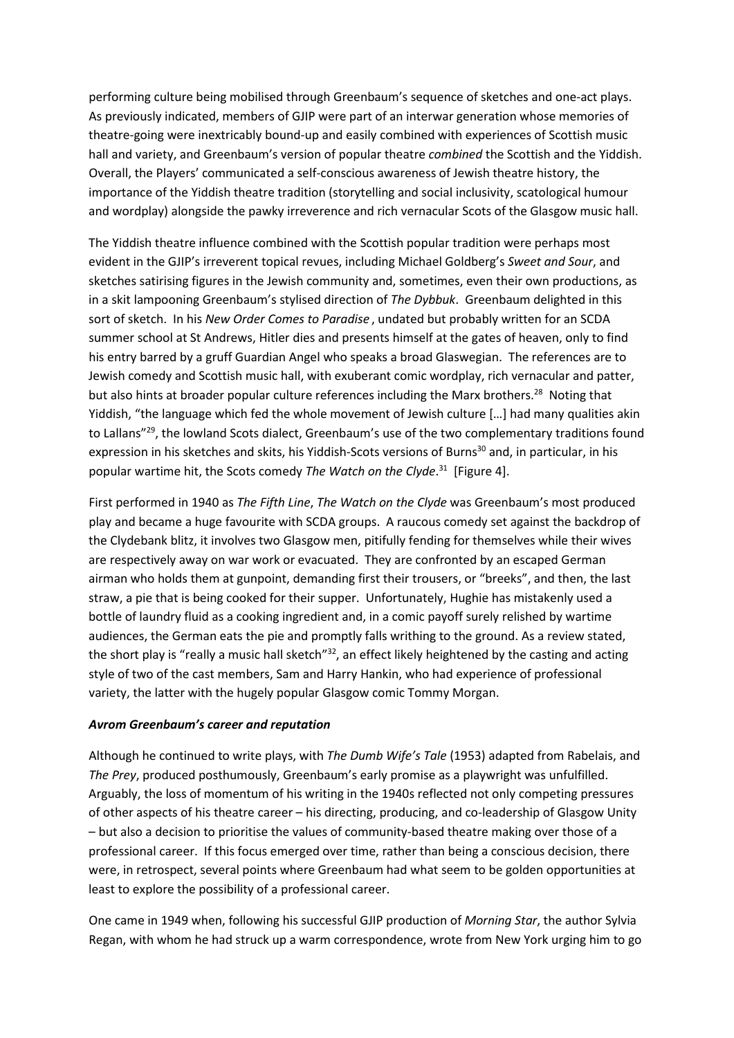performing culture being mobilised through Greenbaum's sequence of sketches and one-act plays. As previously indicated, members of GJIP were part of an interwar generation whose memories of theatre-going were inextricably bound-up and easily combined with experiences of Scottish music hall and variety, and Greenbaum's version of popular theatre *combined* the Scottish and the Yiddish. Overall, the Players' communicated a self-conscious awareness of Jewish theatre history, the importance of the Yiddish theatre tradition (storytelling and social inclusivity, scatological humour and wordplay) alongside the pawky irreverence and rich vernacular Scots of the Glasgow music hall.

The Yiddish theatre influence combined with the Scottish popular tradition were perhaps most evident in the GJIP's irreverent topical revues, including Michael Goldberg's *Sweet and Sour*, and sketches satirising figures in the Jewish community and, sometimes, even their own productions, as in a skit lampooning Greenbaum's stylised direction of *The Dybbuk*. Greenbaum delighted in this sort of sketch. In his *New Order Comes to Paradise*, undated but probably written for an SCDA summer school at St Andrews, Hitler dies and presents himself at the gates of heaven, only to find his entry barred by a gruff Guardian Angel who speaks a broad Glaswegian. The references are to Jewish comedy and Scottish music hall, with exuberant comic wordplay, rich vernacular and patter, but also hints at broader popular culture references including the Marx brothers.[28] Noting that Yiddish, "the language which fed the whole movement of Jewish culture […] had many qualities akin to Lallans"[29], the lowland Scots dialect, Greenbaum's use of the two complementary traditions found expression in his sketches and skits, his Yiddish-Scots versions of Burns[30] and, in particular, in his popular wartime hit, the Scots comedy *The Watch on the Clyde*.[31] [Figure 4].

First performed in 1940 as *The Fifth Line*, *The Watch on the Clyde* was Greenbaum's most produced play and became a huge favourite with SCDA groups. A raucous comedy set against the backdrop of the Clydebank blitz, it involves two Glasgow men, pitifully fending for themselves while their wives are respectively away on war work or evacuated. They are confronted by an escaped German airman who holds them at gunpoint, demanding first their trousers, or "breeks", and then, the last straw, a pie that is being cooked for their supper. Unfortunately, Hughie has mistakenly used a bottle of laundry fluid as a cooking ingredient and, in a comic payoff surely relished by wartime audiences, the German eats the pie and promptly falls writhing to the ground. As a review stated, the short play is "really a music hall sketch"[32], an effect likely heightened by the casting and acting style of two of the cast members, Sam and Harry Hankin, who had experience of professional variety, the latter with the hugely popular Glasgow comic Tommy Morgan.

### *Avrom Greenbaum's career and reputation*

Although he continued to write plays, with *The Dumb Wife's Tale* (1953) adapted from Rabelais, and *The Prey*, produced posthumously, Greenbaum's early promise as a playwright was unfulfilled. Arguably, the loss of momentum of his writing in the 1940s reflected not only competing pressures of other aspects of his theatre career – his directing, producing, and co-leadership of Glasgow Unity – but also a decision to prioritise the values of community-based theatre making over those of a professional career. If this focus emerged over time, rather than being a conscious decision, there were, in retrospect, several points where Greenbaum had what seem to be golden opportunities at least to explore the possibility of a professional career.

One came in 1949 when, following his successful GJIP production of *Morning Star*, the author Sylvia Regan, with whom he had struck up a warm correspondence, wrote from New York urging him to go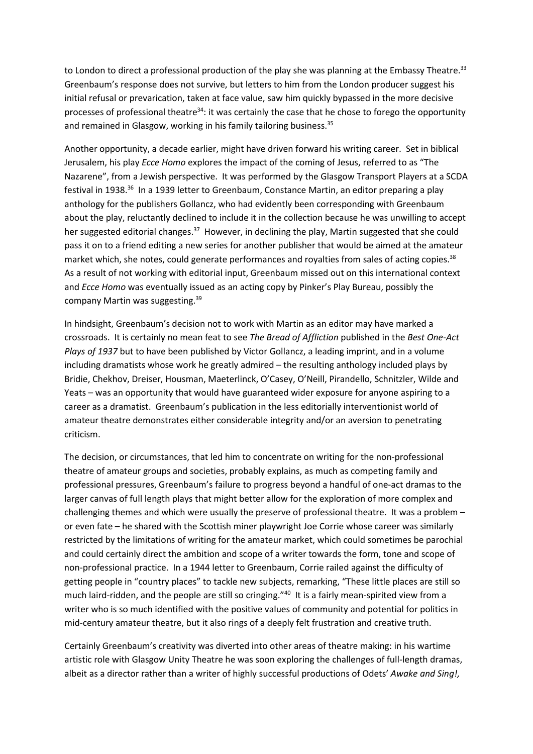to London to direct a professional production of the play she was planning at the Embassy Theatre.[33] Greenbaum's response does not survive, but letters to him from the London producer suggest his initial refusal or prevarication, taken at face value, saw him quickly bypassed in the more decisive processes of professional theatre[34]: it was certainly the case that he chose to forego the opportunity and remained in Glasgow, working in his family tailoring business.[35]

Another opportunity, a decade earlier, might have driven forward his writing career. Set in biblical Jerusalem, his play *Ecce Homo* explores the impact of the coming of Jesus, referred to as "The Nazarene", from a Jewish perspective. It was performed by the Glasgow Transport Players at a SCDA festival in 1938.[36] In a 1939 letter to Greenbaum, Constance Martin, an editor preparing a play anthology for the publishers Gollancz, who had evidently been corresponding with Greenbaum about the play, reluctantly declined to include it in the collection because he was unwilling to accept her suggested editorial changes.[37] However, in declining the play, Martin suggested that she could pass it on to a friend editing a new series for another publisher that would be aimed at the amateur market which, she notes, could generate performances and royalties from sales of acting copies.[38] As a result of not working with editorial input, Greenbaum missed out on this international context and *Ecce Homo* was eventually issued as an acting copy by Pinker's Play Bureau, possibly the company Martin was suggesting.[39]

In hindsight, Greenbaum's decision not to work with Martin as an editor may have marked a crossroads. It is certainly no mean feat to see *The Bread of Affliction* published in the *Best One-Act Plays of 1937* but to have been published by Victor Gollancz, a leading imprint, and in a volume including dramatists whose work he greatly admired – the resulting anthology included plays by Bridie, Chekhov, Dreiser, Housman, Maeterlinck, O'Casey, O'Neill, Pirandello, Schnitzler, Wilde and Yeats – was an opportunity that would have guaranteed wider exposure for anyone aspiring to a career as a dramatist. Greenbaum's publication in the less editorially interventionist world of amateur theatre demonstrates either considerable integrity and/or an aversion to penetrating criticism.

The decision, or circumstances, that led him to concentrate on writing for the non-professional theatre of amateur groups and societies, probably explains, as much as competing family and professional pressures, Greenbaum's failure to progress beyond a handful of one-act dramas to the larger canvas of full length plays that might better allow for the exploration of more complex and challenging themes and which were usually the preserve of professional theatre. It was a problem – or even fate – he shared with the Scottish miner playwright Joe Corrie whose career was similarly restricted by the limitations of writing for the amateur market, which could sometimes be parochial and could certainly direct the ambition and scope of a writer towards the form, tone and scope of non-professional practice. In a 1944 letter to Greenbaum, Corrie railed against the difficulty of getting people in "country places" to tackle new subjects, remarking, "These little places are still so much laird-ridden, and the people are still so cringing."[40] It is a fairly mean-spirited view from a writer who is so much identified with the positive values of community and potential for politics in mid-century amateur theatre, but it also rings of a deeply felt frustration and creative truth.

Certainly Greenbaum's creativity was diverted into other areas of theatre making: in his wartime artistic role with Glasgow Unity Theatre he was soon exploring the challenges of full-length dramas, albeit as a director rather than a writer of highly successful productions of Odets' *Awake and Sing!,*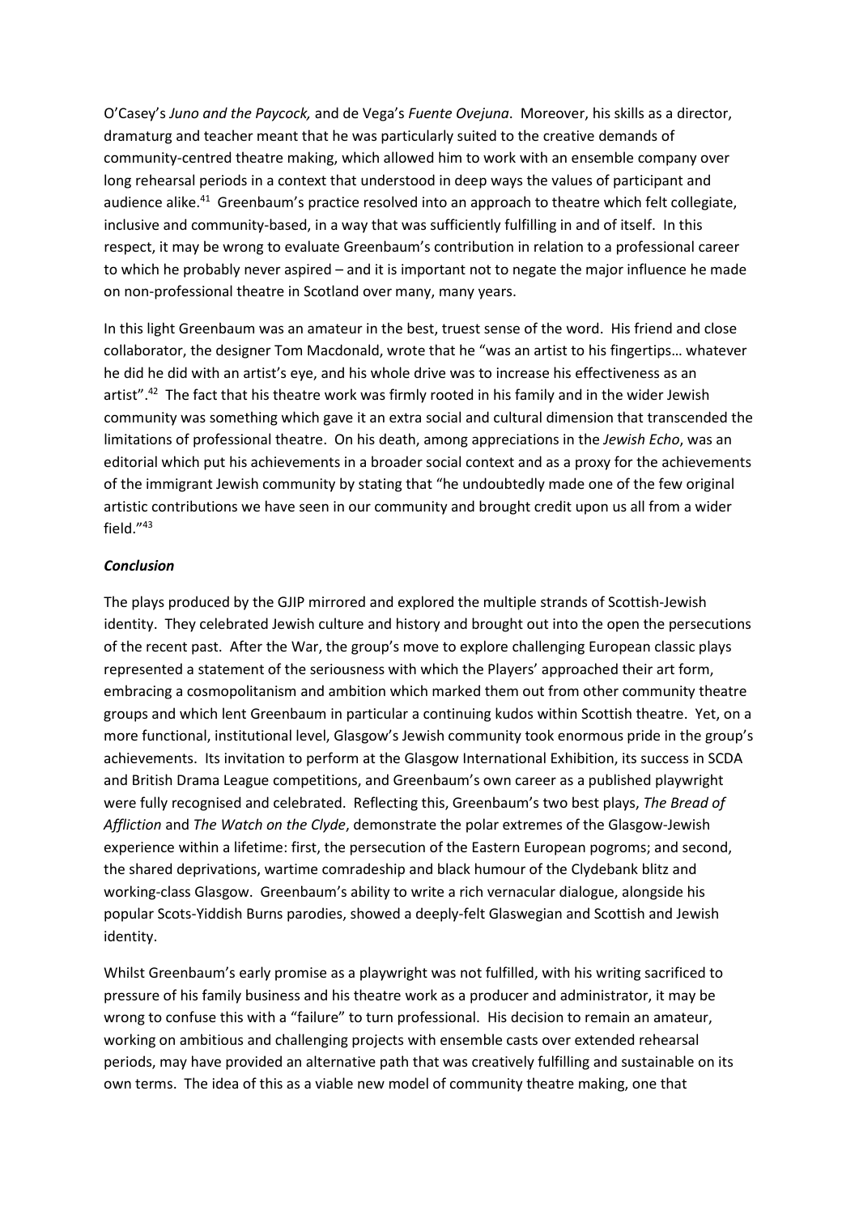O'Casey's *Juno and the Paycock,* and de Vega's *Fuente Ovejuna*. Moreover, his skills as a director, dramaturg and teacher meant that he was particularly suited to the creative demands of community-centred theatre making, which allowed him to work with an ensemble company over long rehearsal periods in a context that understood in deep ways the values of participant and audience alike.[41] Greenbaum's practice resolved into an approach to theatre which felt collegiate, inclusive and community-based, in a way that was sufficiently fulfilling in and of itself. In this respect, it may be wrong to evaluate Greenbaum's contribution in relation to a professional career to which he probably never aspired – and it is important not to negate the major influence he made on non-professional theatre in Scotland over many, many years.

In this light Greenbaum was an amateur in the best, truest sense of the word. His friend and close collaborator, the designer Tom Macdonald, wrote that he "was an artist to his fingertips… whatever he did he did with an artist's eye, and his whole drive was to increase his effectiveness as an artist".[42] The fact that his theatre work was firmly rooted in his family and in the wider Jewish community was something which gave it an extra social and cultural dimension that transcended the limitations of professional theatre. On his death, among appreciations in the *Jewish Echo*, was an editorial which put his achievements in a broader social context and as a proxy for the achievements of the immigrant Jewish community by stating that "he undoubtedly made one of the few original artistic contributions we have seen in our community and brought credit upon us all from a wider field."[43]

***Conclusion***

The plays produced by the GJIP mirrored and explored the multiple strands of Scottish-Jewish identity. They celebrated Jewish culture and history and brought out into the open the persecutions of the recent past. After the War, the group's move to explore challenging European classic plays represented a statement of the seriousness with which the Players' approached their art form, embracing a cosmopolitanism and ambition which marked them out from other community theatre groups and which lent Greenbaum in particular a continuing kudos within Scottish theatre. Yet, on a more functional, institutional level, Glasgow's Jewish community took enormous pride in the group's achievements. Its invitation to perform at the Glasgow International Exhibition, its success in SCDA and British Drama League competitions, and Greenbaum's own career as a published playwright were fully recognised and celebrated. Reflecting this, Greenbaum's two best plays, *The Bread of Affliction* and *The Watch on the Clyde*, demonstrate the polar extremes of the Glasgow-Jewish experience within a lifetime: first, the persecution of the Eastern European pogroms; and second, the shared deprivations, wartime comradeship and black humour of the Clydebank blitz and working-class Glasgow. Greenbaum's ability to write a rich vernacular dialogue, alongside his popular Scots-Yiddish Burns parodies, showed a deeply-felt Glaswegian and Scottish and Jewish identity.

Whilst Greenbaum's early promise as a playwright was not fulfilled, with his writing sacrificed to pressure of his family business and his theatre work as a producer and administrator, it may be wrong to confuse this with a "failure" to turn professional. His decision to remain an amateur, working on ambitious and challenging projects with ensemble casts over extended rehearsal periods, may have provided an alternative path that was creatively fulfilling and sustainable on its own terms. The idea of this as a viable new model of community theatre making, one that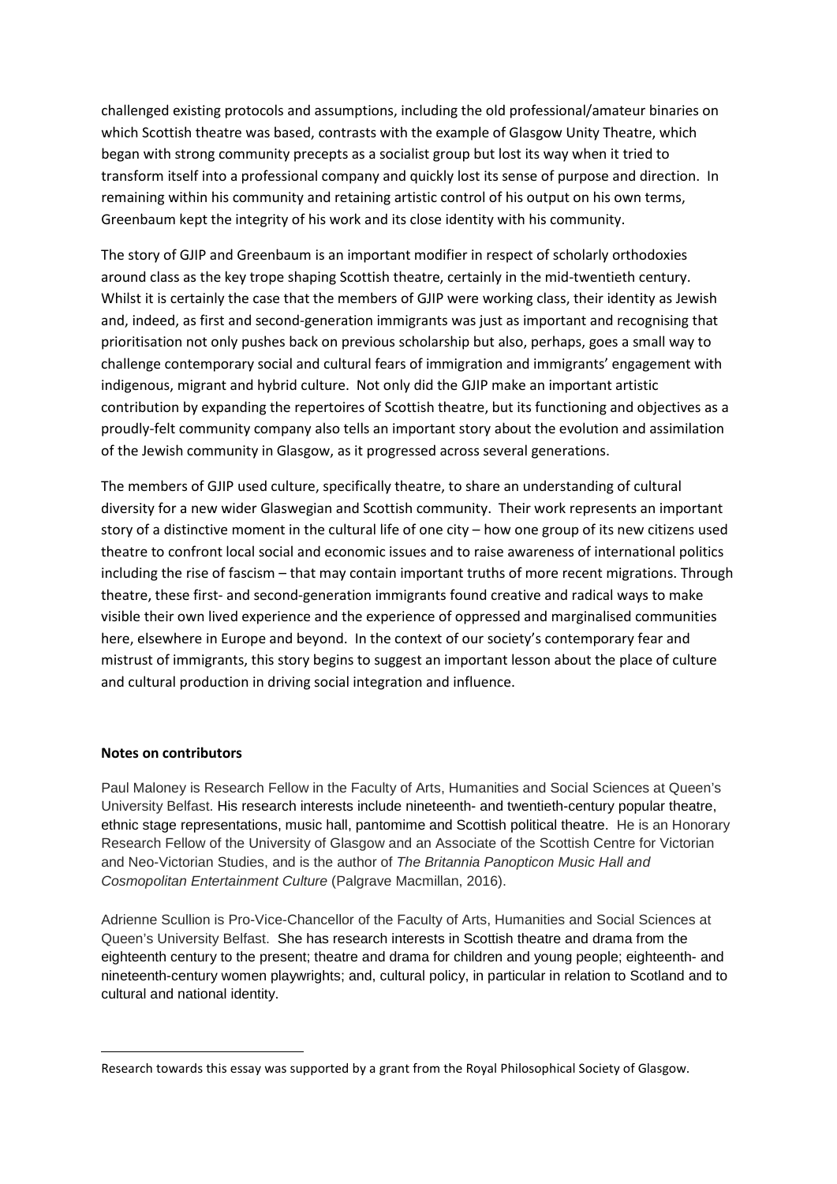challenged existing protocols and assumptions, including the old professional/amateur binaries on which Scottish theatre was based, contrasts with the example of Glasgow Unity Theatre, which began with strong community precepts as a socialist group but lost its way when it tried to transform itself into a professional company and quickly lost its sense of purpose and direction. In remaining within his community and retaining artistic control of his output on his own terms, Greenbaum kept the integrity of his work and its close identity with his community.

The story of GJIP and Greenbaum is an important modifier in respect of scholarly orthodoxies around class as the key trope shaping Scottish theatre, certainly in the mid-twentieth century. Whilst it is certainly the case that the members of GJIP were working class, their identity as Jewish and, indeed, as first and second-generation immigrants was just as important and recognising that prioritisation not only pushes back on previous scholarship but also, perhaps, goes a small way to challenge contemporary social and cultural fears of immigration and immigrants' engagement with indigenous, migrant and hybrid culture. Not only did the GJIP make an important artistic contribution by expanding the repertoires of Scottish theatre, but its functioning and objectives as a proudly-felt community company also tells an important story about the evolution and assimilation of the Jewish community in Glasgow, as it progressed across several generations.

The members of GJIP used culture, specifically theatre, to share an understanding of cultural diversity for a new wider Glaswegian and Scottish community. Their work represents an important story of a distinctive moment in the cultural life of one city – how one group of its new citizens used theatre to confront local social and economic issues and to raise awareness of international politics including the rise of fascism – that may contain important truths of more recent migrations. Through theatre, these first- and second-generation immigrants found creative and radical ways to make visible their own lived experience and the experience of oppressed and marginalised communities here, elsewhere in Europe and beyond. In the context of our society's contemporary fear and mistrust of immigrants, this story begins to suggest an important lesson about the place of culture and cultural production in driving social integration and influence.

**Notes on contributors**

Paul Maloney is Research Fellow in the Faculty of Arts, Humanities and Social Sciences at Queen's University Belfast. His research interests include nineteenth- and twentieth-century popular theatre, ethnic stage representations, music hall, pantomime and Scottish political theatre. He is an Honorary Research Fellow of the University of Glasgow and an Associate of the Scottish Centre for Victorian and Neo-Victorian Studies, and is the author of *The Britannia Panopticon Music Hall and Cosmopolitan Entertainment Culture* (Palgrave Macmillan, 2016).

Adrienne Scullion is Pro-Vice-Chancellor of the Faculty of Arts, Humanities and Social Sciences at Queen's University Belfast. She has research interests in Scottish theatre and drama from the eighteenth century to the present; theatre and drama for children and young people; eighteenth- and nineteenth-century women playwrights; and, cultural policy, in particular in relation to Scotland and to cultural and national identity.

---

Research towards this essay was supported by a grant from the Royal Philosophical Society of Glasgow.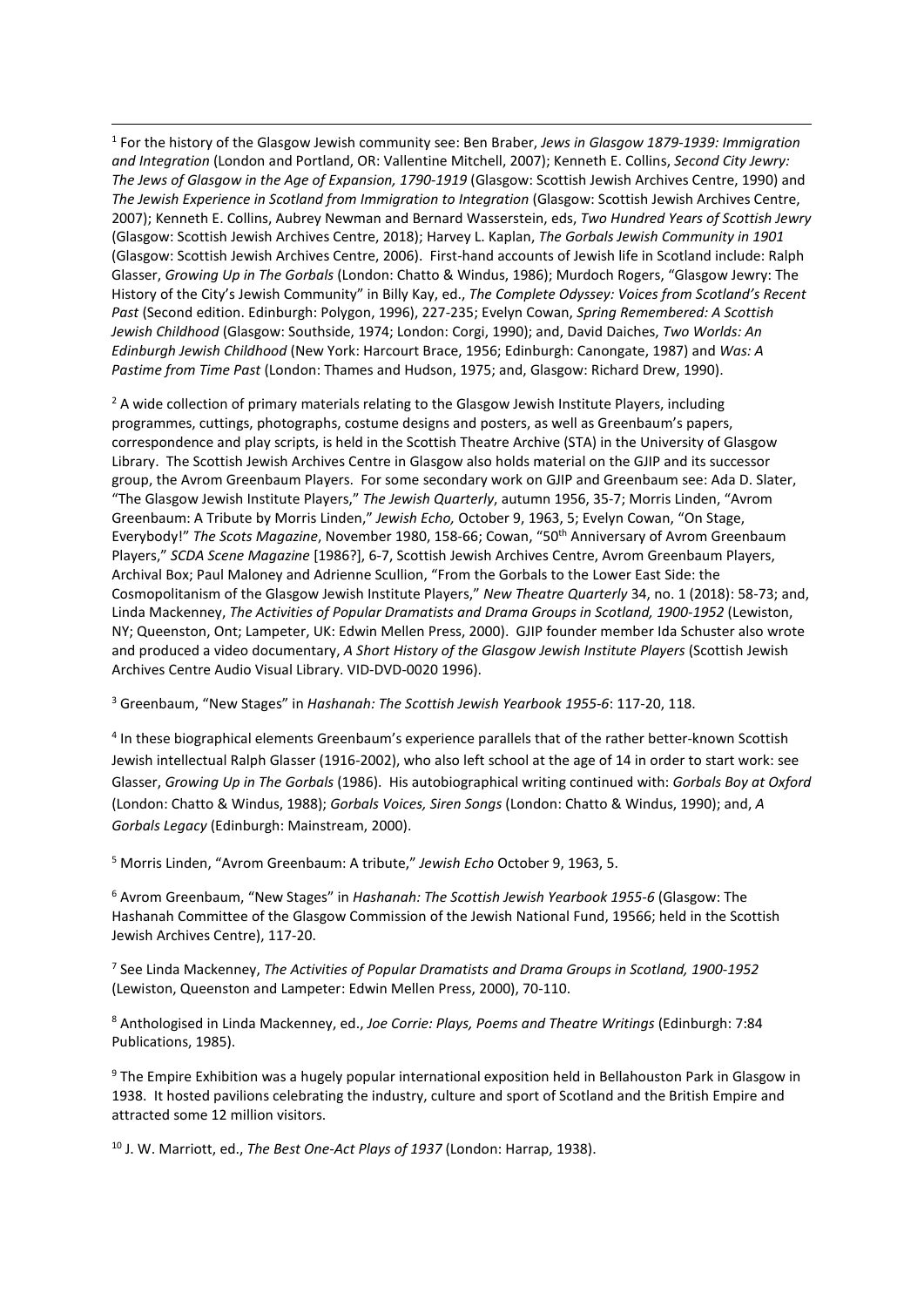[1] For the history of the Glasgow Jewish community see: Ben Braber, *Jews in Glasgow 1879-1939: Immigration and Integration* (London and Portland, OR: Vallentine Mitchell, 2007); Kenneth E. Collins, *Second City Jewry: The Jews of Glasgow in the Age of Expansion, 1790-1919* (Glasgow: Scottish Jewish Archives Centre, 1990) and *The Jewish Experience in Scotland from Immigration to Integration* (Glasgow: Scottish Jewish Archives Centre, 2007); Kenneth E. Collins, Aubrey Newman and Bernard Wasserstein, eds, *Two Hundred Years of Scottish Jewry* (Glasgow: Scottish Jewish Archives Centre, 2018); Harvey L. Kaplan, *The Gorbals Jewish Community in 1901* (Glasgow: Scottish Jewish Archives Centre, 2006). First-hand accounts of Jewish life in Scotland include: Ralph Glasser, *Growing Up in The Gorbals* (London: Chatto & Windus, 1986); Murdoch Rogers, "Glasgow Jewry: The History of the City's Jewish Community" in Billy Kay, ed., *The Complete Odyssey: Voices from Scotland's Recent Past* (Second edition. Edinburgh: Polygon, 1996), 227-235; Evelyn Cowan, *Spring Remembered: A Scottish Jewish Childhood* (Glasgow: Southside, 1974; London: Corgi, 1990); and, David Daiches, *Two Worlds: An Edinburgh Jewish Childhood* (New York: Harcourt Brace, 1956; Edinburgh: Canongate, 1987) and *Was: A Pastime from Time Past* (London: Thames and Hudson, 1975; and, Glasgow: Richard Drew, 1990).

[2] A wide collection of primary materials relating to the Glasgow Jewish Institute Players, including programmes, cuttings, photographs, costume designs and posters, as well as Greenbaum's papers, correspondence and play scripts, is held in the Scottish Theatre Archive (STA) in the University of Glasgow Library. The Scottish Jewish Archives Centre in Glasgow also holds material on the GJIP and its successor group, the Avrom Greenbaum Players. For some secondary work on GJIP and Greenbaum see: Ada D. Slater, "The Glasgow Jewish Institute Players," *The Jewish Quarterly*, autumn 1956, 35-7; Morris Linden, "Avrom Greenbaum: A Tribute by Morris Linden," *Jewish Echo,* October 9, 1963, 5; Evelyn Cowan, "On Stage, Everybody!" *The Scots Magazine*, November 1980, 158-66; Cowan, "50th Anniversary of Avrom Greenbaum Players," *SCDA Scene Magazine* [1986?], 6-7, Scottish Jewish Archives Centre, Avrom Greenbaum Players, Archival Box; Paul Maloney and Adrienne Scullion, "From the Gorbals to the Lower East Side: the Cosmopolitanism of the Glasgow Jewish Institute Players," *New Theatre Quarterly* 34, no. 1 (2018): 58-73; and, Linda Mackenney, *The Activities of Popular Dramatists and Drama Groups in Scotland, 1900-1952* (Lewiston, NY; Queenston, Ont; Lampeter, UK: Edwin Mellen Press, 2000). GJIP founder member Ida Schuster also wrote and produced a video documentary, *A Short History of the Glasgow Jewish Institute Players* (Scottish Jewish Archives Centre Audio Visual Library. VID-DVD-0020 1996).

[3] Greenbaum, "New Stages" in *Hashanah: The Scottish Jewish Yearbook 1955-6*: 117-20, 118.

[4] In these biographical elements Greenbaum's experience parallels that of the rather better-known Scottish Jewish intellectual Ralph Glasser (1916-2002), who also left school at the age of 14 in order to start work: see Glasser, *Growing Up in The Gorbals* (1986). His autobiographical writing continued with: *Gorbals Boy at Oxford* (London: Chatto & Windus, 1988); *Gorbals Voices, Siren Songs* (London: Chatto & Windus, 1990); and, *A Gorbals Legacy* (Edinburgh: Mainstream, 2000).

[5] Morris Linden, "Avrom Greenbaum: A tribute," *Jewish Echo* October 9, 1963, 5.

[6] Avrom Greenbaum, "New Stages" in *Hashanah: The Scottish Jewish Yearbook 1955-6* (Glasgow: The Hashanah Committee of the Glasgow Commission of the Jewish National Fund, 19566; held in the Scottish Jewish Archives Centre), 117-20.

[7] See Linda Mackenney, *The Activities of Popular Dramatists and Drama Groups in Scotland, 1900-1952* (Lewiston, Queenston and Lampeter: Edwin Mellen Press, 2000), 70-110.

[8] Anthologised in Linda Mackenney, ed., *Joe Corrie: Plays, Poems and Theatre Writings* (Edinburgh: 7:84 Publications, 1985).

[9] The Empire Exhibition was a hugely popular international exposition held in Bellahouston Park in Glasgow in 1938. It hosted pavilions celebrating the industry, culture and sport of Scotland and the British Empire and attracted some 12 million visitors.

[10] J. W. Marriott, ed., *The Best One-Act Plays of 1937* (London: Harrap, 1938).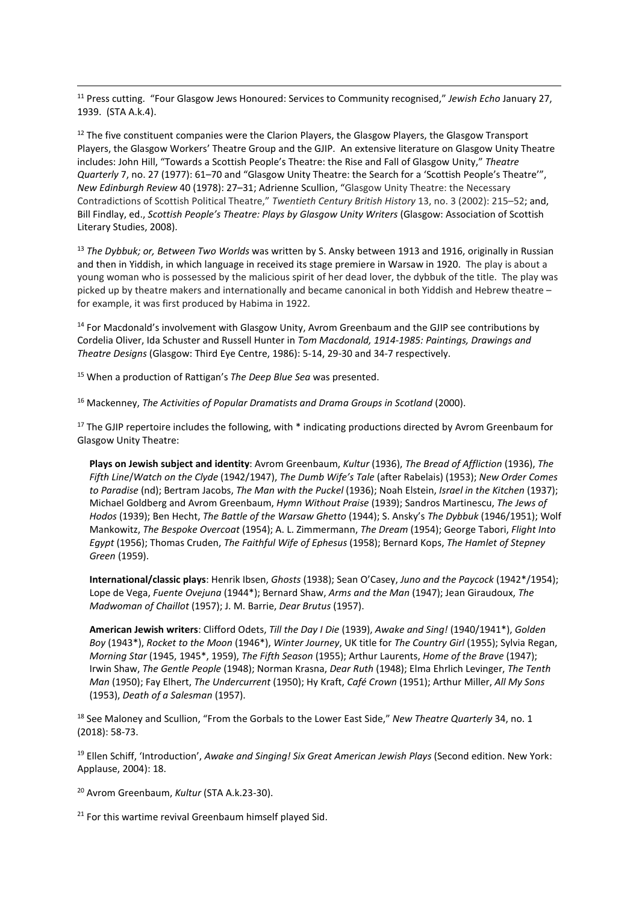[11] Press cutting. "Four Glasgow Jews Honoured: Services to Community recognised," *Jewish Echo* January 27, 1939. (STA A.k.4).

[12] The five constituent companies were the Clarion Players, the Glasgow Players, the Glasgow Transport Players, the Glasgow Workers' Theatre Group and the GJIP. An extensive literature on Glasgow Unity Theatre includes: John Hill, "Towards a Scottish People's Theatre: the Rise and Fall of Glasgow Unity," *Theatre Quarterly* 7, no. 27 (1977): 61–70 and "Glasgow Unity Theatre: the Search for a 'Scottish People's Theatre'", *New Edinburgh Review* 40 (1978): 27–31; Adrienne Scullion, "Glasgow Unity Theatre: the Necessary Contradictions of Scottish Political Theatre," *Twentieth Century British History* 13, no. 3 (2002): 215–52; and, Bill Findlay, ed., *Scottish People's Theatre: Plays by Glasgow Unity Writers* (Glasgow: Association of Scottish Literary Studies, 2008).

[13] *The Dybbuk; or, Between Two Worlds* was written by S. Ansky between 1913 and 1916, originally in Russian and then in Yiddish, in which language in received its stage premiere in Warsaw in 1920. The play is about a young woman who is possessed by the malicious spirit of her dead lover, the dybbuk of the title. The play was picked up by theatre makers and internationally and became canonical in both Yiddish and Hebrew theatre – for example, it was first produced by Habima in 1922.

[14] For Macdonald's involvement with Glasgow Unity, Avrom Greenbaum and the GJIP see contributions by Cordelia Oliver, Ida Schuster and Russell Hunter in *Tom Macdonald, 1914-1985: Paintings, Drawings and Theatre Designs* (Glasgow: Third Eye Centre, 1986): 5-14, 29-30 and 34-7 respectively.

[15] When a production of Rattigan's *The Deep Blue Sea* was presented.

[16] Mackenney, *The Activities of Popular Dramatists and Drama Groups in Scotland* (2000).

[17] The GJIP repertoire includes the following, with * indicating productions directed by Avrom Greenbaum for Glasgow Unity Theatre:

**Plays on Jewish subject and identity**: Avrom Greenbaum, *Kultur* (1936), *The Bread of Affliction* (1936), *The Fifth Line*/*Watch on the Clyde* (1942/1947), *The Dumb Wife's Tale* (after Rabelais) (1953); *New Order Comes to Paradise* (nd); Bertram Jacobs, *The Man with the Puckel* (1936); Noah Elstein, *Israel in the Kitchen* (1937); Michael Goldberg and Avrom Greenbaum, *Hymn Without Praise* (1939); Sandros Martinescu, *The Jews of Hodos* (1939); Ben Hecht, *The Battle of the Warsaw Ghetto* (1944); S. Ansky's *The Dybbuk* (1946/1951); Wolf Mankowitz, *The Bespoke Overcoat* (1954); A. L. Zimmermann, *The Dream* (1954); George Tabori, *Flight Into Egypt* (1956); Thomas Cruden, *The Faithful Wife of Ephesus* (1958); Bernard Kops, *The Hamlet of Stepney Green* (1959).

**International/classic plays**: Henrik Ibsen, *Ghosts* (1938); Sean O'Casey, *Juno and the Paycock* (1942*/1954); Lope de Vega, *Fuente Ovejuna* (1944*); Bernard Shaw, *Arms and the Man* (1947); Jean Giraudoux, *The Madwoman of Chaillot* (1957); J. M. Barrie, *Dear Brutus* (1957).

**American Jewish writers**: Clifford Odets, *Till the Day I Die* (1939), *Awake and Sing!* (1940/1941*), *Golden Boy* (1943*), *Rocket to the Moon* (1946*), *Winter Journey*, UK title for *The Country Girl* (1955); Sylvia Regan, *Morning Star* (1945, 1945*, 1959), *The Fifth Season* (1955); Arthur Laurents, *Home of the Brave* (1947); Irwin Shaw, *The Gentle People* (1948); Norman Krasna, *Dear Ruth* (1948); Elma Ehrlich Levinger, *The Tenth Man* (1950); Fay Elhert, *The Undercurrent* (1950); Hy Kraft, *Café Crown* (1951); Arthur Miller, *All My Sons* (1953), *Death of a Salesman* (1957).

[18] See Maloney and Scullion, "From the Gorbals to the Lower East Side," *New Theatre Quarterly* 34, no. 1 (2018): 58-73.

[19] Ellen Schiff, 'Introduction', *Awake and Singing! Six Great American Jewish Plays* (Second edition. New York: Applause, 2004): 18.

[20] Avrom Greenbaum, *Kultur* (STA A.k.23-30).

[21] For this wartime revival Greenbaum himself played Sid.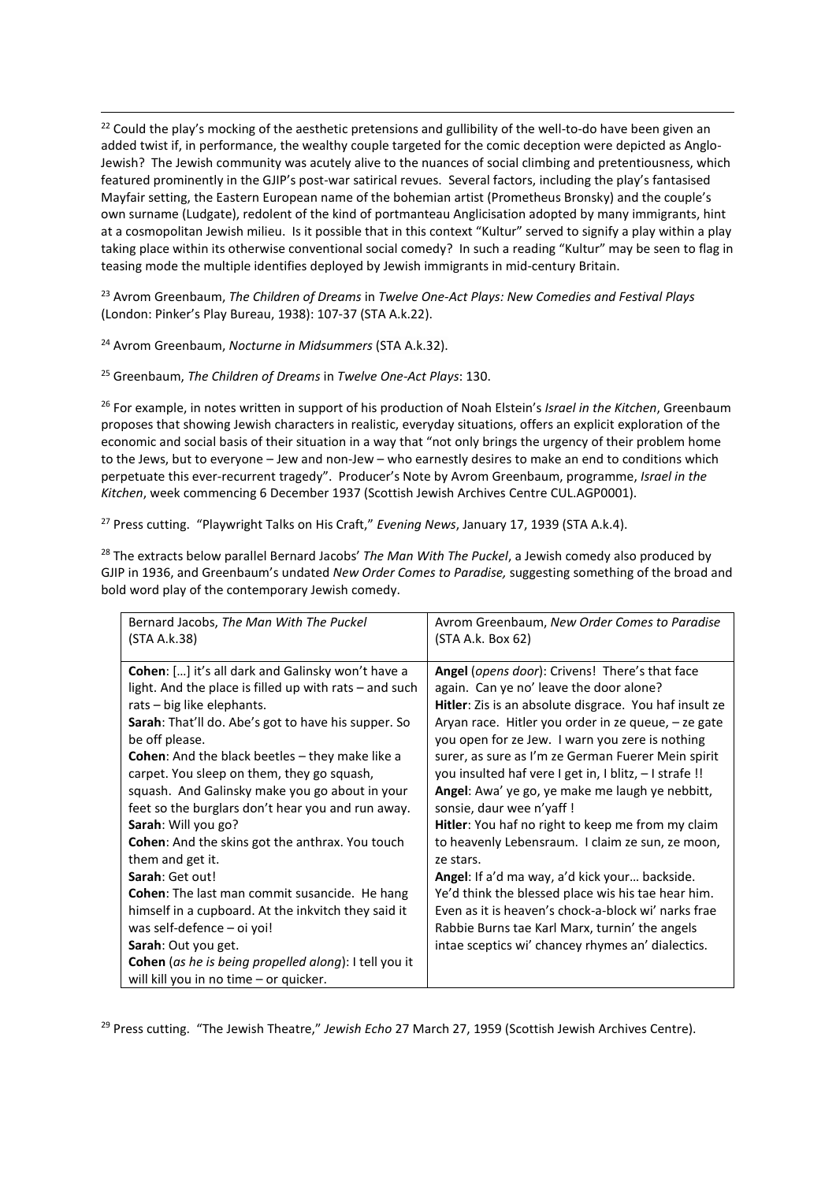[22] Could the play's mocking of the aesthetic pretensions and gullibility of the well-to-do have been given an added twist if, in performance, the wealthy couple targeted for the comic deception were depicted as Anglo-Jewish? The Jewish community was acutely alive to the nuances of social climbing and pretentiousness, which featured prominently in the GJIP's post-war satirical revues. Several factors, including the play's fantasised Mayfair setting, the Eastern European name of the bohemian artist (Prometheus Bronsky) and the couple's own surname (Ludgate), redolent of the kind of portmanteau Anglicisation adopted by many immigrants, hint at a cosmopolitan Jewish milieu. Is it possible that in this context "Kultur" served to signify a play within a play taking place within its otherwise conventional social comedy? In such a reading "Kultur" may be seen to flag in teasing mode the multiple identifies deployed by Jewish immigrants in mid-century Britain.

[23] Avrom Greenbaum, *The Children of Dreams* in *Twelve One-Act Plays: New Comedies and Festival Plays* (London: Pinker's Play Bureau, 1938): 107-37 (STA A.k.22).

[24] Avrom Greenbaum, *Nocturne in Midsummers* (STA A.k.32).

[25] Greenbaum, *The Children of Dreams* in *Twelve One-Act Plays*: 130.

[26] For example, in notes written in support of his production of Noah Elstein's *Israel in the Kitchen*, Greenbaum proposes that showing Jewish characters in realistic, everyday situations, offers an explicit exploration of the economic and social basis of their situation in a way that "not only brings the urgency of their problem home to the Jews, but to everyone – Jew and non-Jew – who earnestly desires to make an end to conditions which perpetuate this ever-recurrent tragedy". Producer's Note by Avrom Greenbaum, programme, *Israel in the Kitchen*, week commencing 6 December 1937 (Scottish Jewish Archives Centre CUL.AGP0001).

[27] Press cutting. "Playwright Talks on His Craft," *Evening News*, January 17, 1939 (STA A.k.4).

[28] The extracts below parallel Bernard Jacobs' *The Man With The Puckel*, a Jewish comedy also produced by GJIP in 1936, and Greenbaum's undated *New Order Comes to Paradise,* suggesting something of the broad and bold word play of the contemporary Jewish comedy.

| Bernard Jacobs, *The Man With The Puckel* (STA A.k.38) | Avrom Greenbaum, *New Order Comes to Paradise* (STA A.k. Box 62) |
|---|---|
| **Cohen**: […] it's all dark and Galinsky won't have a light. And the place is filled up with rats – and such rats – big like elephants.<br>**Sarah**: That'll do. Abe's got to have his supper. So be off please.<br>**Cohen**: And the black beetles – they make like a carpet. You sleep on them, they go squash, squash. And Galinsky make you go about in your feet so the burglars don't hear you and run away.<br>**Sarah**: Will you go?<br>**Cohen**: And the skins got the anthrax. You touch them and get it.<br>**Sarah**: Get out!<br>**Cohen**: The last man commit susancide. He hang himself in a cupboard. At the inkvitch they said it was self-defence – oi yoi!<br>**Sarah**: Out you get.<br>**Cohen** (*as he is being propelled along*): I tell you it will kill you in no time – or quicker. | **Angel** (*opens door*): Crivens! There's that face again. Can ye no' leave the door alone?<br>**Hitler**: Zis is an absolute disgrace. You haf insult ze Aryan race. Hitler you order in ze queue, – ze gate you open for ze Jew. I warn you zere is nothing surer, as sure as I'm ze German Fuerer Mein spirit you insulted haf vere I get in, I blitz, – I strafe !!<br>**Angel**: Awa' ye go, ye make me laugh ye nebbitt, sonsie, daur wee n'yaff !<br>**Hitler**: You haf no right to keep me from my claim to heavenly Lebensraum. I claim ze sun, ze moon, ze stars.<br>**Angel**: If a'd ma way, a'd kick your… backside. Ye'd think the blessed place wis his tae hear him. Even as it is heaven's chock-a-block wi' narks frae Rabbie Burns tae Karl Marx, turnin' the angels intae sceptics wi' chancey rhymes an' dialectics. |

[29] Press cutting. "The Jewish Theatre," *Jewish Echo* 27 March 27, 1959 (Scottish Jewish Archives Centre).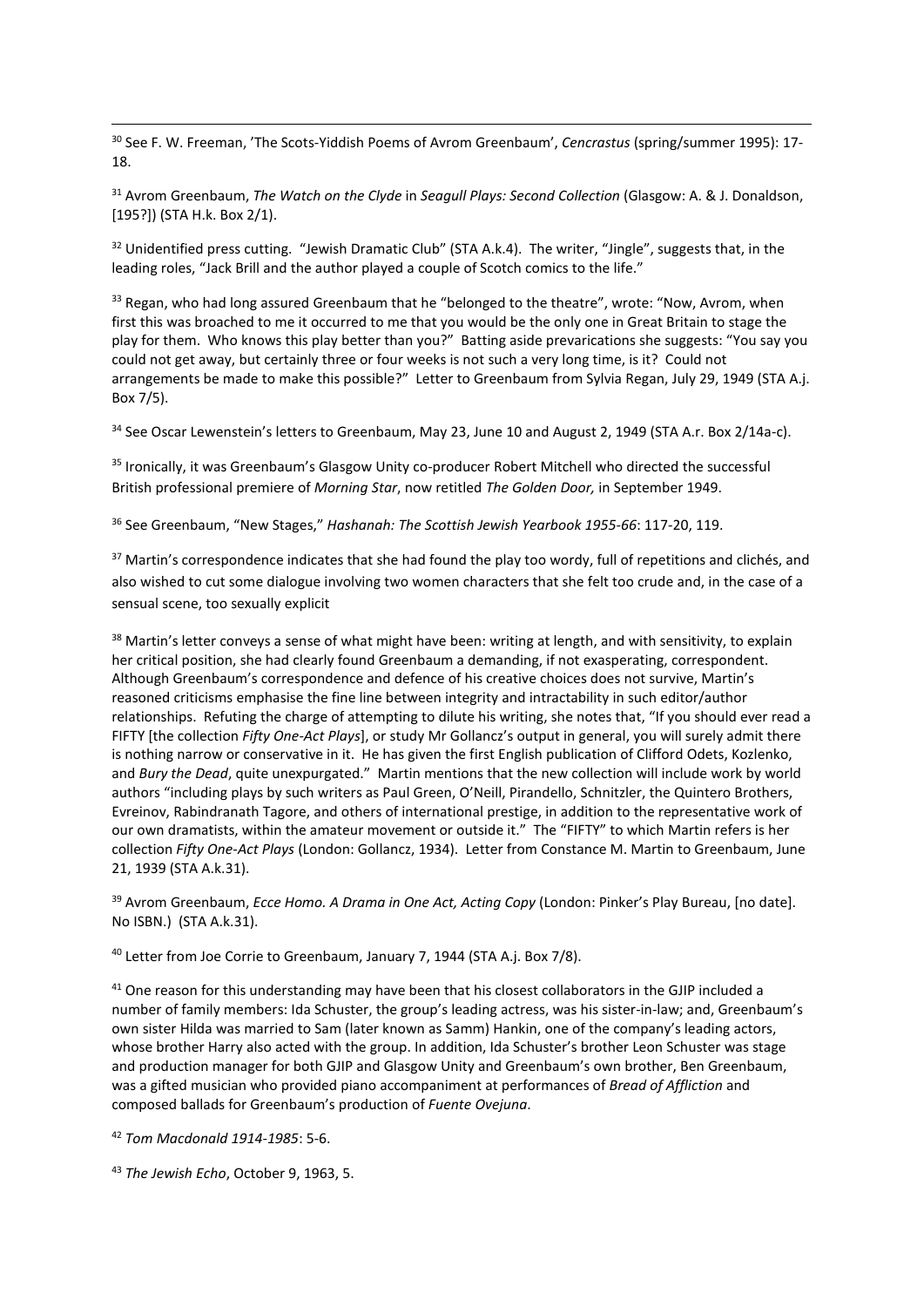[30] See F. W. Freeman, 'The Scots-Yiddish Poems of Avrom Greenbaum', *Cencrastus* (spring/summer 1995): 17-18.

[31] Avrom Greenbaum, *The Watch on the Clyde* in *Seagull Plays: Second Collection* (Glasgow: A. & J. Donaldson, [195?]) (STA H.k. Box 2/1).

[32] Unidentified press cutting. "Jewish Dramatic Club" (STA A.k.4). The writer, "Jingle", suggests that, in the leading roles, "Jack Brill and the author played a couple of Scotch comics to the life."

[33] Regan, who had long assured Greenbaum that he "belonged to the theatre", wrote: "Now, Avrom, when first this was broached to me it occurred to me that you would be the only one in Great Britain to stage the play for them. Who knows this play better than you?" Batting aside prevarications she suggests: "You say you could not get away, but certainly three or four weeks is not such a very long time, is it? Could not arrangements be made to make this possible?" Letter to Greenbaum from Sylvia Regan, July 29, 1949 (STA A.j. Box 7/5).

[34] See Oscar Lewenstein's letters to Greenbaum, May 23, June 10 and August 2, 1949 (STA A.r. Box 2/14a-c).

[35] Ironically, it was Greenbaum's Glasgow Unity co-producer Robert Mitchell who directed the successful British professional premiere of *Morning Star*, now retitled *The Golden Door,* in September 1949.

[36] See Greenbaum, "New Stages," *Hashanah: The Scottish Jewish Yearbook 1955-66*: 117-20, 119.

[37] Martin's correspondence indicates that she had found the play too wordy, full of repetitions and clichés, and also wished to cut some dialogue involving two women characters that she felt too crude and, in the case of a sensual scene, too sexually explicit

[38] Martin's letter conveys a sense of what might have been: writing at length, and with sensitivity, to explain her critical position, she had clearly found Greenbaum a demanding, if not exasperating, correspondent. Although Greenbaum's correspondence and defence of his creative choices does not survive, Martin's reasoned criticisms emphasise the fine line between integrity and intractability in such editor/author relationships. Refuting the charge of attempting to dilute his writing, she notes that, "If you should ever read a FIFTY [the collection *Fifty One-Act Plays*], or study Mr Gollancz's output in general, you will surely admit there is nothing narrow or conservative in it. He has given the first English publication of Clifford Odets, Kozlenko, and *Bury the Dead*, quite unexpurgated." Martin mentions that the new collection will include work by world authors "including plays by such writers as Paul Green, O'Neill, Pirandello, Schnitzler, the Quintero Brothers, Evreinov, Rabindranath Tagore, and others of international prestige, in addition to the representative work of our own dramatists, within the amateur movement or outside it." The "FIFTY" to which Martin refers is her collection *Fifty One-Act Plays* (London: Gollancz, 1934). Letter from Constance M. Martin to Greenbaum, June 21, 1939 (STA A.k.31).

[39] Avrom Greenbaum, *Ecce Homo. A Drama in One Act, Acting Copy* (London: Pinker's Play Bureau, [no date]. No ISBN.) (STA A.k.31).

[40] Letter from Joe Corrie to Greenbaum, January 7, 1944 (STA A.j. Box 7/8).

[41] One reason for this understanding may have been that his closest collaborators in the GJIP included a number of family members: Ida Schuster, the group's leading actress, was his sister-in-law; and, Greenbaum's own sister Hilda was married to Sam (later known as Samm) Hankin, one of the company's leading actors, whose brother Harry also acted with the group. In addition, Ida Schuster's brother Leon Schuster was stage and production manager for both GJIP and Glasgow Unity and Greenbaum's own brother, Ben Greenbaum, was a gifted musician who provided piano accompaniment at performances of *Bread of Affliction* and composed ballads for Greenbaum's production of *Fuente Ovejuna*.

[42] *Tom Macdonald 1914-1985*: 5-6.

[43] *The Jewish Echo*, October 9, 1963, 5.